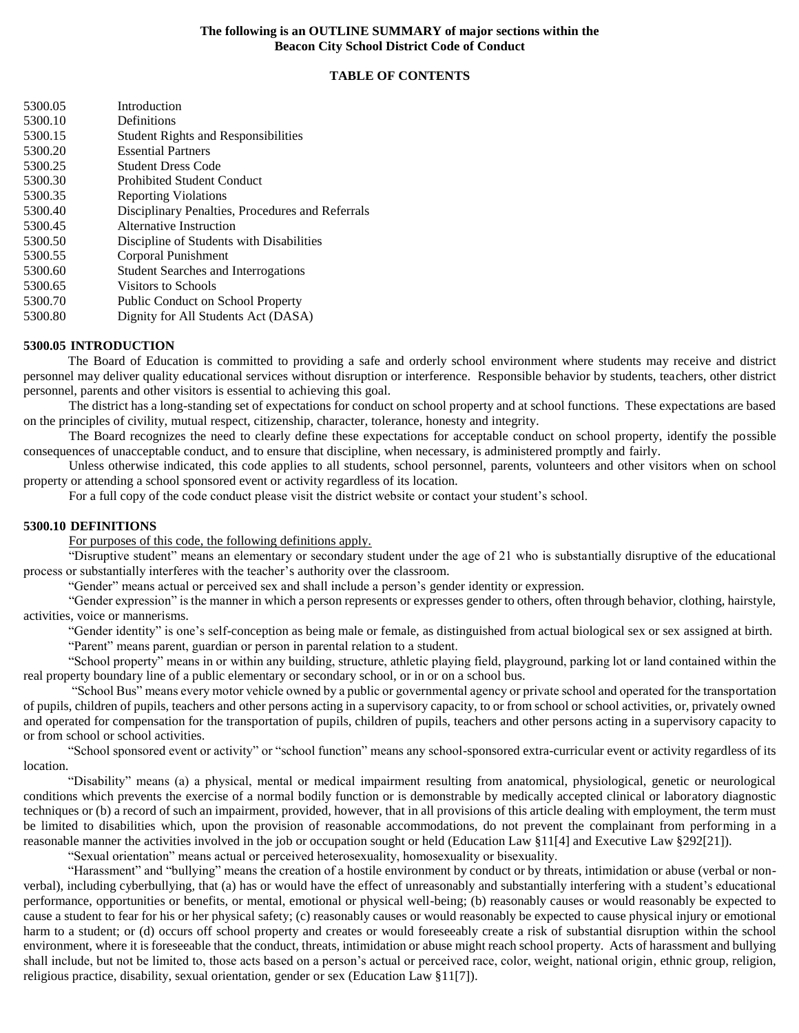**The following is an OUTLINE SUMMARY of major sections within the Beacon City School District Code of Conduct**

**TABLE OF CONTENTS**

| | |
|---|---|
| 5300.05 | Introduction |
| 5300.10 | Definitions |
| 5300.15 | Student Rights and Responsibilities |
| 5300.20 | Essential Partners |
| 5300.25 | Student Dress Code |
| 5300.30 | Prohibited Student Conduct |
| 5300.35 | Reporting Violations |
| 5300.40 | Disciplinary Penalties, Procedures and Referrals |
| 5300.45 | Alternative Instruction |
| 5300.50 | Discipline of Students with Disabilities |
| 5300.55 | Corporal Punishment |
| 5300.60 | Student Searches and Interrogations |
| 5300.65 | Visitors to Schools |
| 5300.70 | Public Conduct on School Property |
| 5300.80 | Dignity for All Students Act (DASA) |

## 5300.05 INTRODUCTION

The Board of Education is committed to providing a safe and orderly school environment where students may receive and district personnel may deliver quality educational services without disruption or interference. Responsible behavior by students, teachers, other district personnel, parents and other visitors is essential to achieving this goal.

The district has a long-standing set of expectations for conduct on school property and at school functions. These expectations are based on the principles of civility, mutual respect, citizenship, character, tolerance, honesty and integrity.

The Board recognizes the need to clearly define these expectations for acceptable conduct on school property, identify the possible consequences of unacceptable conduct, and to ensure that discipline, when necessary, is administered promptly and fairly.

Unless otherwise indicated, this code applies to all students, school personnel, parents, volunteers and other visitors when on school property or attending a school sponsored event or activity regardless of its location.

For a full copy of the code conduct please visit the district website or contact your student's school.

## 5300.10 DEFINITIONS

For purposes of this code, the following definitions apply.

"Disruptive student" means an elementary or secondary student under the age of 21 who is substantially disruptive of the educational process or substantially interferes with the teacher's authority over the classroom.

"Gender" means actual or perceived sex and shall include a person's gender identity or expression.

"Gender expression" is the manner in which a person represents or expresses gender to others, often through behavior, clothing, hairstyle, activities, voice or mannerisms.

"Gender identity" is one's self-conception as being male or female, as distinguished from actual biological sex or sex assigned at birth.

"Parent" means parent, guardian or person in parental relation to a student.

"School property" means in or within any building, structure, athletic playing field, playground, parking lot or land contained within the real property boundary line of a public elementary or secondary school, or in or on a school bus.

"School Bus" means every motor vehicle owned by a public or governmental agency or private school and operated for the transportation of pupils, children of pupils, teachers and other persons acting in a supervisory capacity, to or from school or school activities, or, privately owned and operated for compensation for the transportation of pupils, children of pupils, teachers and other persons acting in a supervisory capacity to or from school or school activities.

"School sponsored event or activity" or "school function" means any school-sponsored extra-curricular event or activity regardless of its location.

"Disability" means (a) a physical, mental or medical impairment resulting from anatomical, physiological, genetic or neurological conditions which prevents the exercise of a normal bodily function or is demonstrable by medically accepted clinical or laboratory diagnostic techniques or (b) a record of such an impairment, provided, however, that in all provisions of this article dealing with employment, the term must be limited to disabilities which, upon the provision of reasonable accommodations, do not prevent the complainant from performing in a reasonable manner the activities involved in the job or occupation sought or held (Education Law §11[4] and Executive Law §292[21]).

"Sexual orientation" means actual or perceived heterosexuality, homosexuality or bisexuality.

"Harassment" and "bullying" means the creation of a hostile environment by conduct or by threats, intimidation or abuse (verbal or non-verbal), including cyberbullying, that (a) has or would have the effect of unreasonably and substantially interfering with a student's educational performance, opportunities or benefits, or mental, emotional or physical well-being; (b) reasonably causes or would reasonably be expected to cause a student to fear for his or her physical safety; (c) reasonably causes or would reasonably be expected to cause physical injury or emotional harm to a student; or (d) occurs off school property and creates or would foreseeably create a risk of substantial disruption within the school environment, where it is foreseeable that the conduct, threats, intimidation or abuse might reach school property. Acts of harassment and bullying shall include, but not be limited to, those acts based on a person's actual or perceived race, color, weight, national origin, ethnic group, religion, religious practice, disability, sexual orientation, gender or sex (Education Law §11[7]).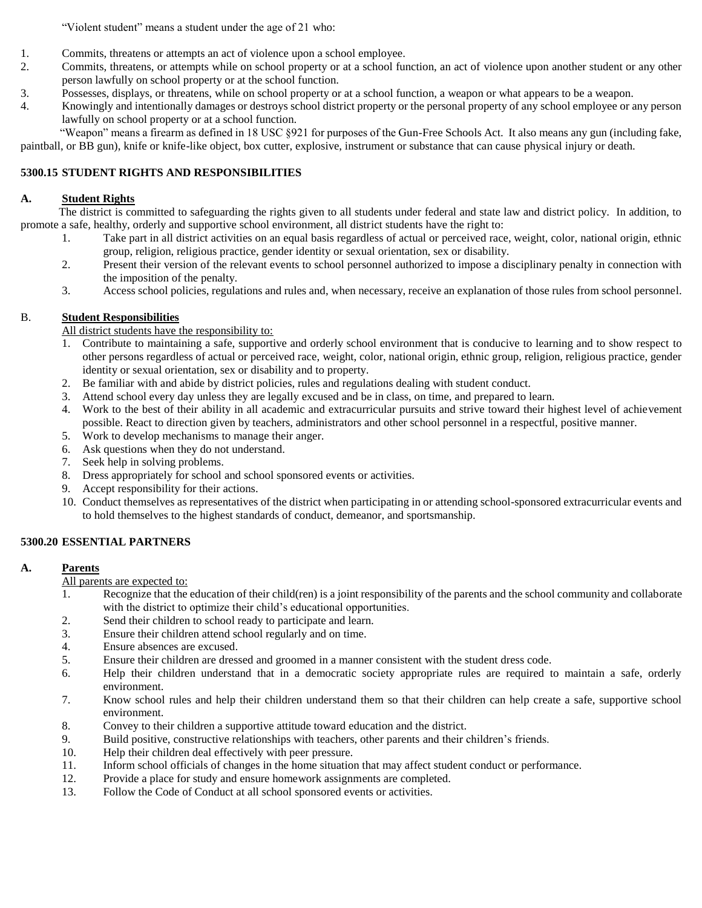"Violent student" means a student under the age of 21 who:

1. Commits, threatens or attempts an act of violence upon a school employee.
2. Commits, threatens, or attempts while on school property or at a school function, an act of violence upon another student or any other person lawfully on school property or at the school function.
3. Possesses, displays, or threatens, while on school property or at a school function, a weapon or what appears to be a weapon.
4. Knowingly and intentionally damages or destroys school district property or the personal property of any school employee or any person lawfully on school property or at a school function.

"Weapon" means a firearm as defined in 18 USC §921 for purposes of the Gun-Free Schools Act. It also means any gun (including fake, paintball, or BB gun), knife or knife-like object, box cutter, explosive, instrument or substance that can cause physical injury or death.

## 5300.15 STUDENT RIGHTS AND RESPONSIBILITIES

### A. Student Rights

The district is committed to safeguarding the rights given to all students under federal and state law and district policy. In addition, to promote a safe, healthy, orderly and supportive school environment, all district students have the right to:

1. Take part in all district activities on an equal basis regardless of actual or perceived race, weight, color, national origin, ethnic group, religion, religious practice, gender identity or sexual orientation, sex or disability.
2. Present their version of the relevant events to school personnel authorized to impose a disciplinary penalty in connection with the imposition of the penalty.
3. Access school policies, regulations and rules and, when necessary, receive an explanation of those rules from school personnel.

### B. Student Responsibilities

All district students have the responsibility to:

1. Contribute to maintaining a safe, supportive and orderly school environment that is conducive to learning and to show respect to other persons regardless of actual or perceived race, weight, color, national origin, ethnic group, religion, religious practice, gender identity or sexual orientation, sex or disability and to property.
2. Be familiar with and abide by district policies, rules and regulations dealing with student conduct.
3. Attend school every day unless they are legally excused and be in class, on time, and prepared to learn.
4. Work to the best of their ability in all academic and extracurricular pursuits and strive toward their highest level of achievement possible. React to direction given by teachers, administrators and other school personnel in a respectful, positive manner.
5. Work to develop mechanisms to manage their anger.
6. Ask questions when they do not understand.
7. Seek help in solving problems.
8. Dress appropriately for school and school sponsored events or activities.
9. Accept responsibility for their actions.
10. Conduct themselves as representatives of the district when participating in or attending school-sponsored extracurricular events and to hold themselves to the highest standards of conduct, demeanor, and sportsmanship.

## 5300.20 ESSENTIAL PARTNERS

### A. Parents

All parents are expected to:

1. Recognize that the education of their child(ren) is a joint responsibility of the parents and the school community and collaborate with the district to optimize their child's educational opportunities.
2. Send their children to school ready to participate and learn.
3. Ensure their children attend school regularly and on time.
4. Ensure absences are excused.
5. Ensure their children are dressed and groomed in a manner consistent with the student dress code.
6. Help their children understand that in a democratic society appropriate rules are required to maintain a safe, orderly environment.
7. Know school rules and help their children understand them so that their children can help create a safe, supportive school environment.
8. Convey to their children a supportive attitude toward education and the district.
9. Build positive, constructive relationships with teachers, other parents and their children's friends.
10. Help their children deal effectively with peer pressure.
11. Inform school officials of changes in the home situation that may affect student conduct or performance.
12. Provide a place for study and ensure homework assignments are completed.
13. Follow the Code of Conduct at all school sponsored events or activities.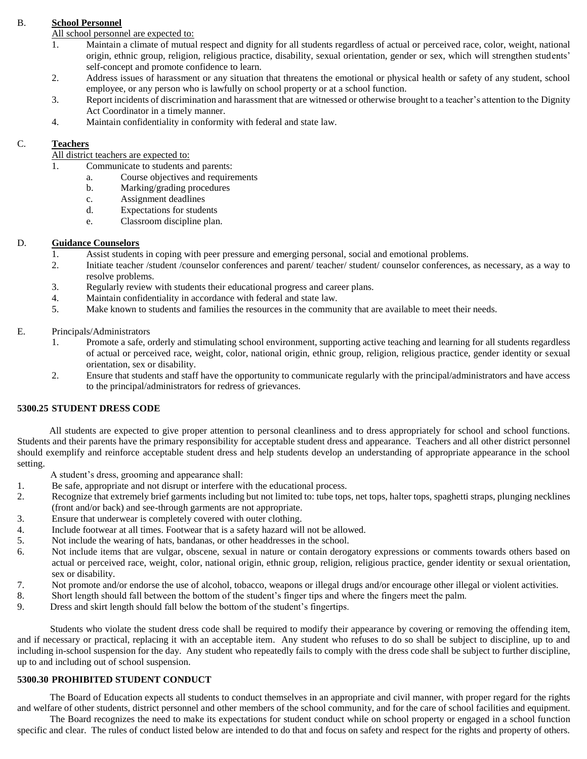B. **School Personnel**

All school personnel are expected to:

1. Maintain a climate of mutual respect and dignity for all students regardless of actual or perceived race, color, weight, national origin, ethnic group, religion, religious practice, disability, sexual orientation, gender or sex, which will strengthen students' self-concept and promote confidence to learn.
2. Address issues of harassment or any situation that threatens the emotional or physical health or safety of any student, school employee, or any person who is lawfully on school property or at a school function.
3. Report incidents of discrimination and harassment that are witnessed or otherwise brought to a teacher's attention to the Dignity Act Coordinator in a timely manner.
4. Maintain confidentiality in conformity with federal and state law.

C. **Teachers**

All district teachers are expected to:

1. Communicate to students and parents:
   a. Course objectives and requirements
   b. Marking/grading procedures
   c. Assignment deadlines
   d. Expectations for students
   e. Classroom discipline plan.

D. **Guidance Counselors**

1. Assist students in coping with peer pressure and emerging personal, social and emotional problems.
2. Initiate teacher /student /counselor conferences and parent/ teacher/ student/ counselor conferences, as necessary, as a way to resolve problems.
3. Regularly review with students their educational progress and career plans.
4. Maintain confidentiality in accordance with federal and state law.
5. Make known to students and families the resources in the community that are available to meet their needs.

E. Principals/Administrators

1. Promote a safe, orderly and stimulating school environment, supporting active teaching and learning for all students regardless of actual or perceived race, weight, color, national origin, ethnic group, religion, religious practice, gender identity or sexual orientation, sex or disability.
2. Ensure that students and staff have the opportunity to communicate regularly with the principal/administrators and have access to the principal/administrators for redress of grievances.

### 5300.25 STUDENT DRESS CODE

All students are expected to give proper attention to personal cleanliness and to dress appropriately for school and school functions. Students and their parents have the primary responsibility for acceptable student dress and appearance. Teachers and all other district personnel should exemplify and reinforce acceptable student dress and help students develop an understanding of appropriate appearance in the school setting.

A student's dress, grooming and appearance shall:

1. Be safe, appropriate and not disrupt or interfere with the educational process.
2. Recognize that extremely brief garments including but not limited to: tube tops, net tops, halter tops, spaghetti straps, plunging necklines (front and/or back) and see-through garments are not appropriate.
3. Ensure that underwear is completely covered with outer clothing.
4. Include footwear at all times. Footwear that is a safety hazard will not be allowed.
5. Not include the wearing of hats, bandanas, or other headdresses in the school.
6. Not include items that are vulgar, obscene, sexual in nature or contain derogatory expressions or comments towards others based on actual or perceived race, weight, color, national origin, ethnic group, religion, religious practice, gender identity or sexual orientation, sex or disability.
7. Not promote and/or endorse the use of alcohol, tobacco, weapons or illegal drugs and/or encourage other illegal or violent activities.
8. Short length should fall between the bottom of the student's finger tips and where the fingers meet the palm.
9. Dress and skirt length should fall below the bottom of the student's fingertips.

Students who violate the student dress code shall be required to modify their appearance by covering or removing the offending item, and if necessary or practical, replacing it with an acceptable item. Any student who refuses to do so shall be subject to discipline, up to and including in-school suspension for the day. Any student who repeatedly fails to comply with the dress code shall be subject to further discipline, up to and including out of school suspension.

### 5300.30 PROHIBITED STUDENT CONDUCT

The Board of Education expects all students to conduct themselves in an appropriate and civil manner, with proper regard for the rights and welfare of other students, district personnel and other members of the school community, and for the care of school facilities and equipment.

The Board recognizes the need to make its expectations for student conduct while on school property or engaged in a school function specific and clear. The rules of conduct listed below are intended to do that and focus on safety and respect for the rights and property of others.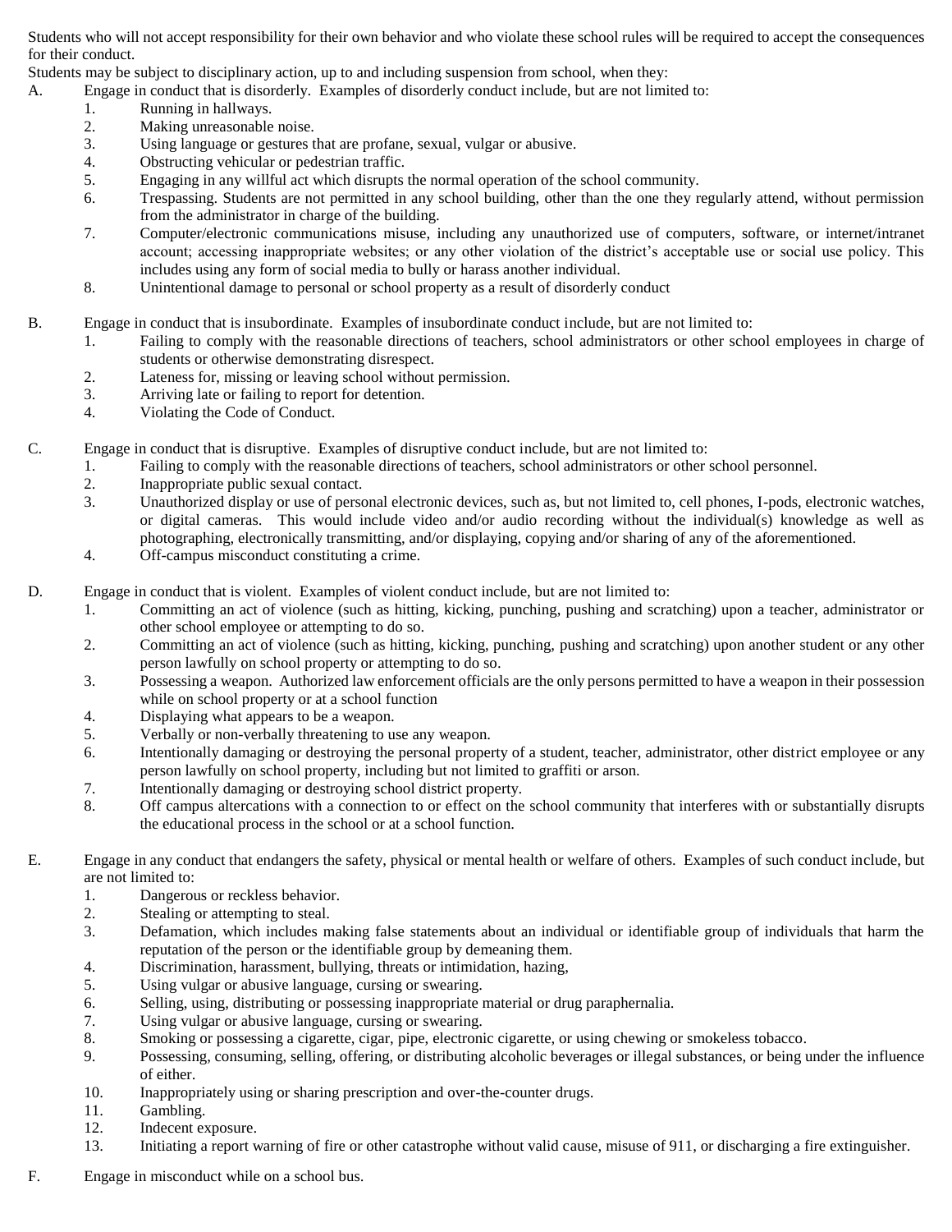Students who will not accept responsibility for their own behavior and who violate these school rules will be required to accept the consequences for their conduct.

Students may be subject to disciplinary action, up to and including suspension from school, when they:

A. Engage in conduct that is disorderly. Examples of disorderly conduct include, but are not limited to:
   1. Running in hallways.
   2. Making unreasonable noise.
   3. Using language or gestures that are profane, sexual, vulgar or abusive.
   4. Obstructing vehicular or pedestrian traffic.
   5. Engaging in any willful act which disrupts the normal operation of the school community.
   6. Trespassing. Students are not permitted in any school building, other than the one they regularly attend, without permission from the administrator in charge of the building.
   7. Computer/electronic communications misuse, including any unauthorized use of computers, software, or internet/intranet account; accessing inappropriate websites; or any other violation of the district's acceptable use or social use policy. This includes using any form of social media to bully or harass another individual.
   8. Unintentional damage to personal or school property as a result of disorderly conduct

B. Engage in conduct that is insubordinate. Examples of insubordinate conduct include, but are not limited to:
   1. Failing to comply with the reasonable directions of teachers, school administrators or other school employees in charge of students or otherwise demonstrating disrespect.
   2. Lateness for, missing or leaving school without permission.
   3. Arriving late or failing to report for detention.
   4. Violating the Code of Conduct.

C. Engage in conduct that is disruptive. Examples of disruptive conduct include, but are not limited to:
   1. Failing to comply with the reasonable directions of teachers, school administrators or other school personnel.
   2. Inappropriate public sexual contact.
   3. Unauthorized display or use of personal electronic devices, such as, but not limited to, cell phones, I-pods, electronic watches, or digital cameras. This would include video and/or audio recording without the individual(s) knowledge as well as photographing, electronically transmitting, and/or displaying, copying and/or sharing of any of the aforementioned.
   4. Off-campus misconduct constituting a crime.

D. Engage in conduct that is violent. Examples of violent conduct include, but are not limited to:
   1. Committing an act of violence (such as hitting, kicking, punching, pushing and scratching) upon a teacher, administrator or other school employee or attempting to do so.
   2. Committing an act of violence (such as hitting, kicking, punching, pushing and scratching) upon another student or any other person lawfully on school property or attempting to do so.
   3. Possessing a weapon. Authorized law enforcement officials are the only persons permitted to have a weapon in their possession while on school property or at a school function
   4. Displaying what appears to be a weapon.
   5. Verbally or non-verbally threatening to use any weapon.
   6. Intentionally damaging or destroying the personal property of a student, teacher, administrator, other district employee or any person lawfully on school property, including but not limited to graffiti or arson.
   7. Intentionally damaging or destroying school district property.
   8. Off campus altercations with a connection to or effect on the school community that interferes with or substantially disrupts the educational process in the school or at a school function.

E. Engage in any conduct that endangers the safety, physical or mental health or welfare of others. Examples of such conduct include, but are not limited to:
   1. Dangerous or reckless behavior.
   2. Stealing or attempting to steal.
   3. Defamation, which includes making false statements about an individual or identifiable group of individuals that harm the reputation of the person or the identifiable group by demeaning them.
   4. Discrimination, harassment, bullying, threats or intimidation, hazing,
   5. Using vulgar or abusive language, cursing or swearing.
   6. Selling, using, distributing or possessing inappropriate material or drug paraphernalia.
   7. Using vulgar or abusive language, cursing or swearing.
   8. Smoking or possessing a cigarette, cigar, pipe, electronic cigarette, or using chewing or smokeless tobacco.
   9. Possessing, consuming, selling, offering, or distributing alcoholic beverages or illegal substances, or being under the influence of either.
   10. Inappropriately using or sharing prescription and over-the-counter drugs.
   11. Gambling.
   12. Indecent exposure.
   13. Initiating a report warning of fire or other catastrophe without valid cause, misuse of 911, or discharging a fire extinguisher.

F. Engage in misconduct while on a school bus.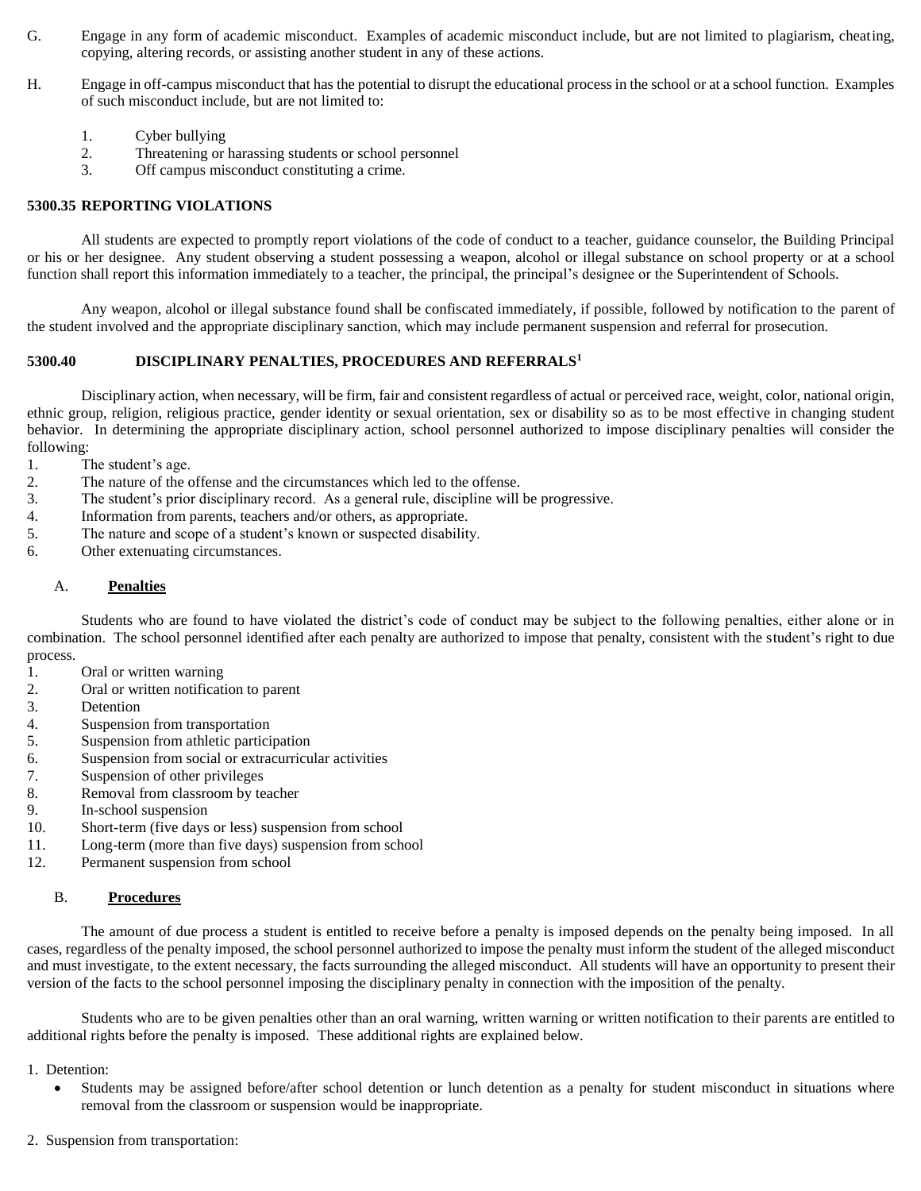G. Engage in any form of academic misconduct. Examples of academic misconduct include, but are not limited to plagiarism, cheating, copying, altering records, or assisting another student in any of these actions.

H. Engage in off-campus misconduct that has the potential to disrupt the educational process in the school or at a school function. Examples of such misconduct include, but are not limited to:

1. Cyber bullying
2. Threatening or harassing students or school personnel
3. Off campus misconduct constituting a crime.

### 5300.35 REPORTING VIOLATIONS

All students are expected to promptly report violations of the code of conduct to a teacher, guidance counselor, the Building Principal or his or her designee. Any student observing a student possessing a weapon, alcohol or illegal substance on school property or at a school function shall report this information immediately to a teacher, the principal, the principal's designee or the Superintendent of Schools.

Any weapon, alcohol or illegal substance found shall be confiscated immediately, if possible, followed by notification to the parent of the student involved and the appropriate disciplinary sanction, which may include permanent suspension and referral for prosecution.

### 5300.40 DISCIPLINARY PENALTIES, PROCEDURES AND REFERRALS[1]

Disciplinary action, when necessary, will be firm, fair and consistent regardless of actual or perceived race, weight, color, national origin, ethnic group, religion, religious practice, gender identity or sexual orientation, sex or disability so as to be most effective in changing student behavior. In determining the appropriate disciplinary action, school personnel authorized to impose disciplinary penalties will consider the following:

1. The student's age.
2. The nature of the offense and the circumstances which led to the offense.
3. The student's prior disciplinary record. As a general rule, discipline will be progressive.
4. Information from parents, teachers and/or others, as appropriate.
5. The nature and scope of a student's known or suspected disability.
6. Other extenuating circumstances.

#### A. Penalties

Students who are found to have violated the district's code of conduct may be subject to the following penalties, either alone or in combination. The school personnel identified after each penalty are authorized to impose that penalty, consistent with the student's right to due process.

1. Oral or written warning
2. Oral or written notification to parent
3. Detention
4. Suspension from transportation
5. Suspension from athletic participation
6. Suspension from social or extracurricular activities
7. Suspension of other privileges
8. Removal from classroom by teacher
9. In-school suspension
10. Short-term (five days or less) suspension from school
11. Long-term (more than five days) suspension from school
12. Permanent suspension from school

#### B. Procedures

The amount of due process a student is entitled to receive before a penalty is imposed depends on the penalty being imposed. In all cases, regardless of the penalty imposed, the school personnel authorized to impose the penalty must inform the student of the alleged misconduct and must investigate, to the extent necessary, the facts surrounding the alleged misconduct. All students will have an opportunity to present their version of the facts to the school personnel imposing the disciplinary penalty in connection with the imposition of the penalty.

Students who are to be given penalties other than an oral warning, written warning or written notification to their parents are entitled to additional rights before the penalty is imposed. These additional rights are explained below.

1. Detention:
   - Students may be assigned before/after school detention or lunch detention as a penalty for student misconduct in situations where removal from the classroom or suspension would be inappropriate.

2. Suspension from transportation: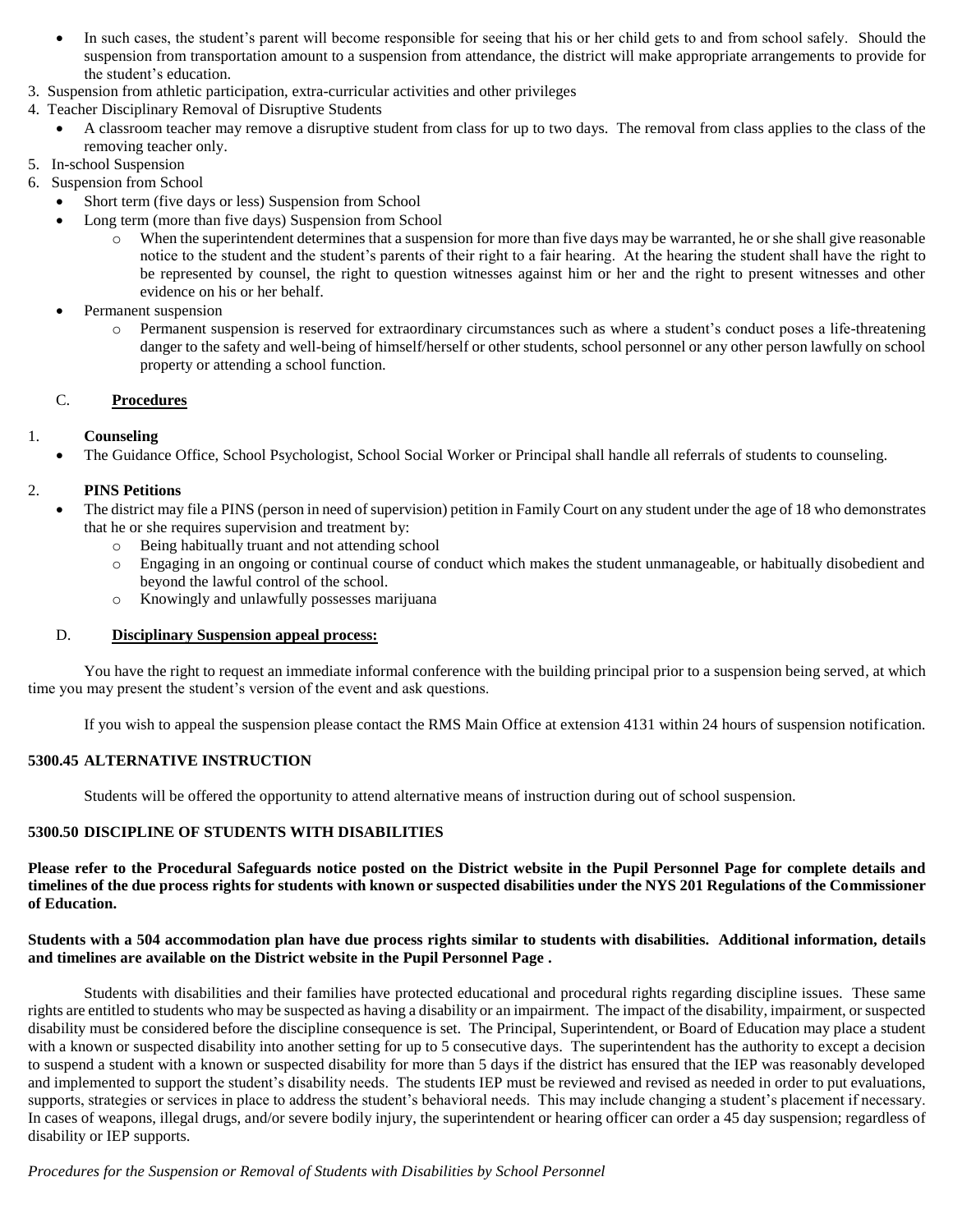- In such cases, the student's parent will become responsible for seeing that his or her child gets to and from school safely. Should the suspension from transportation amount to a suspension from attendance, the district will make appropriate arrangements to provide for the student's education.

3. Suspension from athletic participation, extra-curricular activities and other privileges
4. Teacher Disciplinary Removal of Disruptive Students
   - A classroom teacher may remove a disruptive student from class for up to two days. The removal from class applies to the class of the removing teacher only.
5. In-school Suspension
6. Suspension from School
   - Short term (five days or less) Suspension from School
   - Long term (more than five days) Suspension from School
     - When the superintendent determines that a suspension for more than five days may be warranted, he or she shall give reasonable notice to the student and the student's parents of their right to a fair hearing. At the hearing the student shall have the right to be represented by counsel, the right to question witnesses against him or her and the right to present witnesses and other evidence on his or her behalf.
   - Permanent suspension
     - Permanent suspension is reserved for extraordinary circumstances such as where a student's conduct poses a life-threatening danger to the safety and well-being of himself/herself or other students, school personnel or any other person lawfully on school property or attending a school function.

C. **Procedures**

1. **Counseling**
   - The Guidance Office, School Psychologist, School Social Worker or Principal shall handle all referrals of students to counseling.

2. **PINS Petitions**
   - The district may file a PINS (person in need of supervision) petition in Family Court on any student under the age of 18 who demonstrates that he or she requires supervision and treatment by:
     - Being habitually truant and not attending school
     - Engaging in an ongoing or continual course of conduct which makes the student unmanageable, or habitually disobedient and beyond the lawful control of the school.
     - Knowingly and unlawfully possesses marijuana

D. **Disciplinary Suspension appeal process:**

You have the right to request an immediate informal conference with the building principal prior to a suspension being served, at which time you may present the student's version of the event and ask questions.

If you wish to appeal the suspension please contact the RMS Main Office at extension 4131 within 24 hours of suspension notification.

**5300.45 ALTERNATIVE INSTRUCTION**

Students will be offered the opportunity to attend alternative means of instruction during out of school suspension.

**5300.50 DISCIPLINE OF STUDENTS WITH DISABILITIES**

**Please refer to the Procedural Safeguards notice posted on the District website in the Pupil Personnel Page for complete details and timelines of the due process rights for students with known or suspected disabilities under the NYS 201 Regulations of the Commissioner of Education.**

**Students with a 504 accommodation plan have due process rights similar to students with disabilities. Additional information, details and timelines are available on the District website in the Pupil Personnel Page .**

Students with disabilities and their families have protected educational and procedural rights regarding discipline issues. These same rights are entitled to students who may be suspected as having a disability or an impairment. The impact of the disability, impairment, or suspected disability must be considered before the discipline consequence is set. The Principal, Superintendent, or Board of Education may place a student with a known or suspected disability into another setting for up to 5 consecutive days. The superintendent has the authority to except a decision to suspend a student with a known or suspected disability for more than 5 days if the district has ensured that the IEP was reasonably developed and implemented to support the student's disability needs. The students IEP must be reviewed and revised as needed in order to put evaluations, supports, strategies or services in place to address the student's behavioral needs. This may include changing a student's placement if necessary. In cases of weapons, illegal drugs, and/or severe bodily injury, the superintendent or hearing officer can order a 45 day suspension; regardless of disability or IEP supports.

*Procedures for the Suspension or Removal of Students with Disabilities by School Personnel*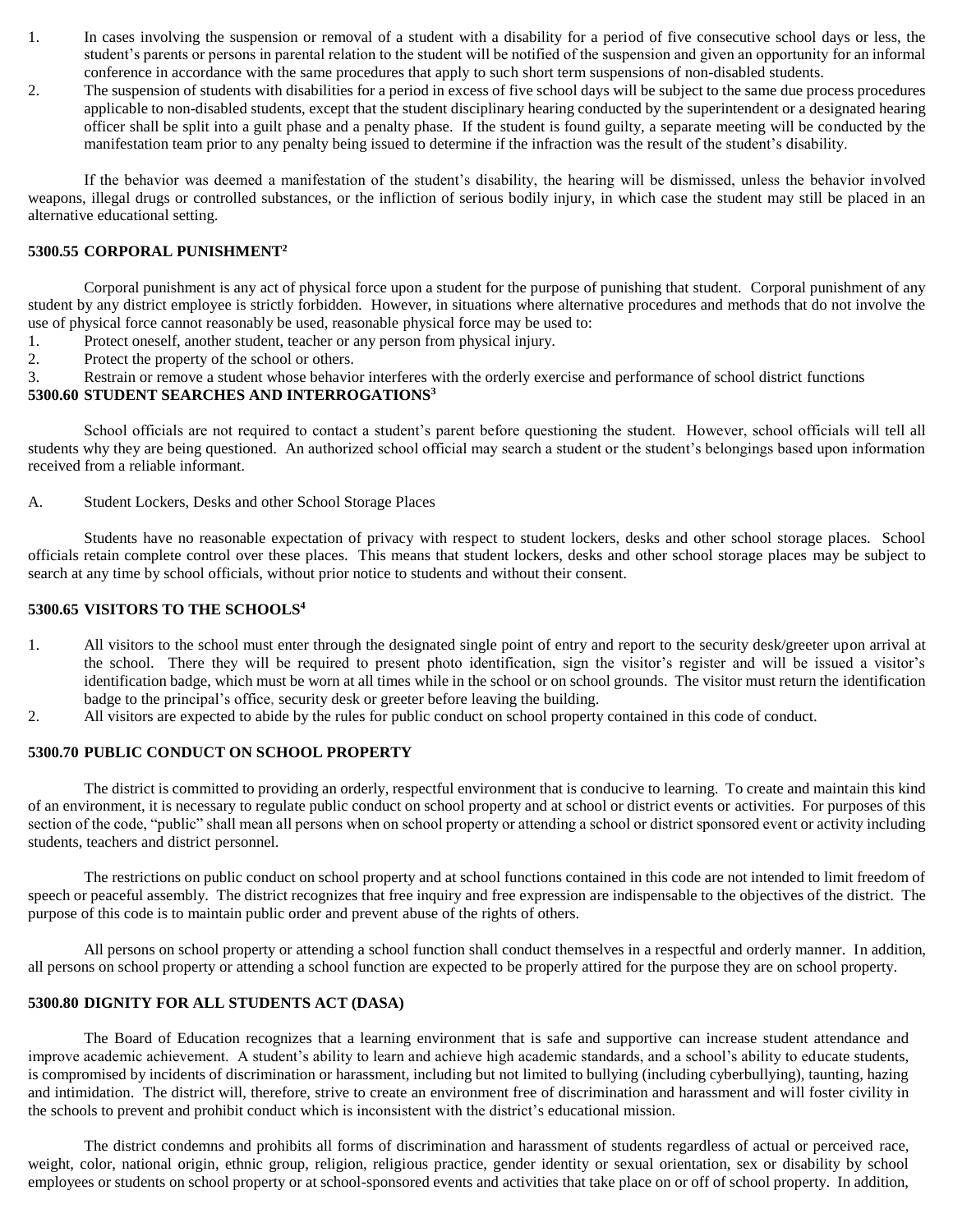1. In cases involving the suspension or removal of a student with a disability for a period of five consecutive school days or less, the student's parents or persons in parental relation to the student will be notified of the suspension and given an opportunity for an informal conference in accordance with the same procedures that apply to such short term suspensions of non-disabled students.
2. The suspension of students with disabilities for a period in excess of five school days will be subject to the same due process procedures applicable to non-disabled students, except that the student disciplinary hearing conducted by the superintendent or a designated hearing officer shall be split into a guilt phase and a penalty phase. If the student is found guilty, a separate meeting will be conducted by the manifestation team prior to any penalty being issued to determine if the infraction was the result of the student's disability.

If the behavior was deemed a manifestation of the student's disability, the hearing will be dismissed, unless the behavior involved weapons, illegal drugs or controlled substances, or the infliction of serious bodily injury, in which case the student may still be placed in an alternative educational setting.

### 5300.55 CORPORAL PUNISHMENT[2]

Corporal punishment is any act of physical force upon a student for the purpose of punishing that student. Corporal punishment of any student by any district employee is strictly forbidden. However, in situations where alternative procedures and methods that do not involve the use of physical force cannot reasonably be used, reasonable physical force may be used to:

1. Protect oneself, another student, teacher or any person from physical injury.
2. Protect the property of the school or others.
3. Restrain or remove a student whose behavior interferes with the orderly exercise and performance of school district functions

### 5300.60 STUDENT SEARCHES AND INTERROGATIONS[3]

School officials are not required to contact a student's parent before questioning the student. However, school officials will tell all students why they are being questioned. An authorized school official may search a student or the student's belongings based upon information received from a reliable informant.

A. Student Lockers, Desks and other School Storage Places

Students have no reasonable expectation of privacy with respect to student lockers, desks and other school storage places. School officials retain complete control over these places. This means that student lockers, desks and other school storage places may be subject to search at any time by school officials, without prior notice to students and without their consent.

### 5300.65 VISITORS TO THE SCHOOLS[4]

1. All visitors to the school must enter through the designated single point of entry and report to the security desk/greeter upon arrival at the school. There they will be required to present photo identification, sign the visitor's register and will be issued a visitor's identification badge, which must be worn at all times while in the school or on school grounds. The visitor must return the identification badge to the principal's office, security desk or greeter before leaving the building.
2. All visitors are expected to abide by the rules for public conduct on school property contained in this code of conduct.

### 5300.70 PUBLIC CONDUCT ON SCHOOL PROPERTY

The district is committed to providing an orderly, respectful environment that is conducive to learning. To create and maintain this kind of an environment, it is necessary to regulate public conduct on school property and at school or district events or activities. For purposes of this section of the code, "public" shall mean all persons when on school property or attending a school or district sponsored event or activity including students, teachers and district personnel.

The restrictions on public conduct on school property and at school functions contained in this code are not intended to limit freedom of speech or peaceful assembly. The district recognizes that free inquiry and free expression are indispensable to the objectives of the district. The purpose of this code is to maintain public order and prevent abuse of the rights of others.

All persons on school property or attending a school function shall conduct themselves in a respectful and orderly manner. In addition, all persons on school property or attending a school function are expected to be properly attired for the purpose they are on school property.

### 5300.80 DIGNITY FOR ALL STUDENTS ACT (DASA)

The Board of Education recognizes that a learning environment that is safe and supportive can increase student attendance and improve academic achievement. A student's ability to learn and achieve high academic standards, and a school's ability to educate students, is compromised by incidents of discrimination or harassment, including but not limited to bullying (including cyberbullying), taunting, hazing and intimidation. The district will, therefore, strive to create an environment free of discrimination and harassment and will foster civility in the schools to prevent and prohibit conduct which is inconsistent with the district's educational mission.

The district condemns and prohibits all forms of discrimination and harassment of students regardless of actual or perceived race, weight, color, national origin, ethnic group, religion, religious practice, gender identity or sexual orientation, sex or disability by school employees or students on school property or at school-sponsored events and activities that take place on or off of school property. In addition,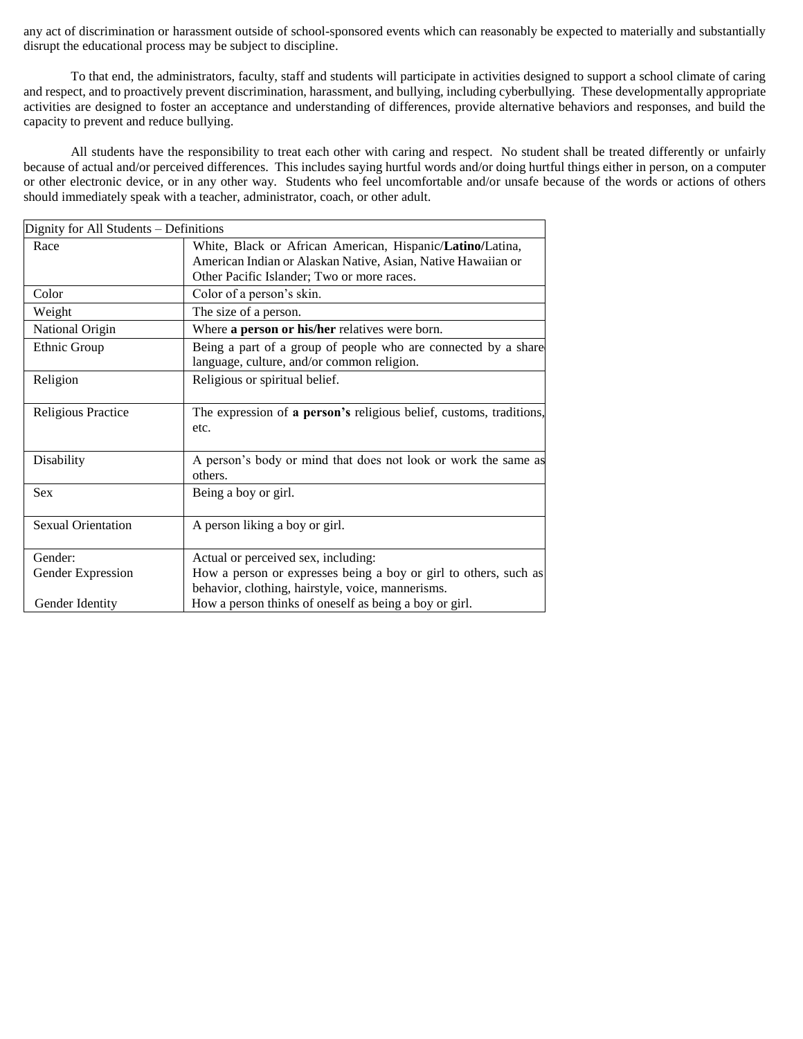any act of discrimination or harassment outside of school-sponsored events which can reasonably be expected to materially and substantially disrupt the educational process may be subject to discipline.

To that end, the administrators, faculty, staff and students will participate in activities designed to support a school climate of caring and respect, and to proactively prevent discrimination, harassment, and bullying, including cyberbullying. These developmentally appropriate activities are designed to foster an acceptance and understanding of differences, provide alternative behaviors and responses, and build the capacity to prevent and reduce bullying.

All students have the responsibility to treat each other with caring and respect. No student shall be treated differently or unfairly because of actual and/or perceived differences. This includes saying hurtful words and/or doing hurtful things either in person, on a computer or other electronic device, or in any other way. Students who feel uncomfortable and/or unsafe because of the words or actions of others should immediately speak with a teacher, administrator, coach, or other adult.

| Dignity for All Students – Definitions | |
|---|---|
| Race | White, Black or African American, Hispanic/**Latino/**Latina, American Indian or Alaskan Native, Asian, Native Hawaiian or Other Pacific Islander; Two or more races. |
| Color | Color of a person's skin. |
| Weight | The size of a person. |
| National Origin | Where **a person or his/her** relatives were born. |
| Ethnic Group | Being a part of a group of people who are connected by a shared language, culture, and/or common religion. |
| Religion | Religious or spiritual belief. |
| Religious Practice | The expression of **a person's** religious belief, customs, traditions, etc. |
| Disability | A person's body or mind that does not look or work the same as others. |
| Sex | Being a boy or girl. |
| Sexual Orientation | A person liking a boy or girl. |
| Gender: | Actual or perceived sex, including: |
| Gender Expression | How a person or expresses being a boy or girl to others, such as behavior, clothing, hairstyle, voice, mannerisms. |
| Gender Identity | How a person thinks of oneself as being a boy or girl. |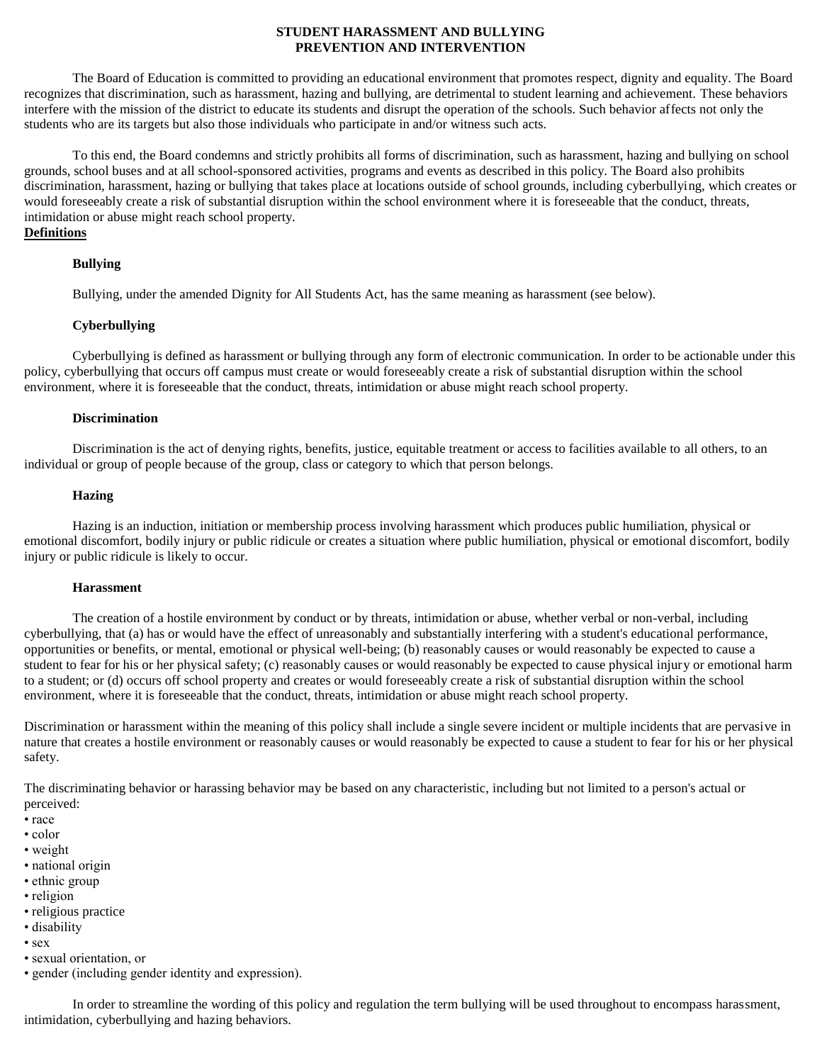# STUDENT HARASSMENT AND BULLYING PREVENTION AND INTERVENTION

The Board of Education is committed to providing an educational environment that promotes respect, dignity and equality. The Board recognizes that discrimination, such as harassment, hazing and bullying, are detrimental to student learning and achievement. These behaviors interfere with the mission of the district to educate its students and disrupt the operation of the schools. Such behavior affects not only the students who are its targets but also those individuals who participate in and/or witness such acts.

To this end, the Board condemns and strictly prohibits all forms of discrimination, such as harassment, hazing and bullying on school grounds, school buses and at all school-sponsored activities, programs and events as described in this policy. The Board also prohibits discrimination, harassment, hazing or bullying that takes place at locations outside of school grounds, including cyberbullying, which creates or would foreseeably create a risk of substantial disruption within the school environment where it is foreseeable that the conduct, threats, intimidation or abuse might reach school property.

## Definitions

### Bullying

Bullying, under the amended Dignity for All Students Act, has the same meaning as harassment (see below).

### Cyberbullying

Cyberbullying is defined as harassment or bullying through any form of electronic communication. In order to be actionable under this policy, cyberbullying that occurs off campus must create or would foreseeably create a risk of substantial disruption within the school environment, where it is foreseeable that the conduct, threats, intimidation or abuse might reach school property.

### Discrimination

Discrimination is the act of denying rights, benefits, justice, equitable treatment or access to facilities available to all others, to an individual or group of people because of the group, class or category to which that person belongs.

### Hazing

Hazing is an induction, initiation or membership process involving harassment which produces public humiliation, physical or emotional discomfort, bodily injury or public ridicule or creates a situation where public humiliation, physical or emotional discomfort, bodily injury or public ridicule is likely to occur.

### Harassment

The creation of a hostile environment by conduct or by threats, intimidation or abuse, whether verbal or non-verbal, including cyberbullying, that (a) has or would have the effect of unreasonably and substantially interfering with a student's educational performance, opportunities or benefits, or mental, emotional or physical well-being; (b) reasonably causes or would reasonably be expected to cause a student to fear for his or her physical safety; (c) reasonably causes or would reasonably be expected to cause physical injury or emotional harm to a student; or (d) occurs off school property and creates or would foreseeably create a risk of substantial disruption within the school environment, where it is foreseeable that the conduct, threats, intimidation or abuse might reach school property.

Discrimination or harassment within the meaning of this policy shall include a single severe incident or multiple incidents that are pervasive in nature that creates a hostile environment or reasonably causes or would reasonably be expected to cause a student to fear for his or her physical safety.

The discriminating behavior or harassing behavior may be based on any characteristic, including but not limited to a person's actual or perceived:

- race
- color
- weight
- national origin
- ethnic group
- religion
- religious practice
- disability
- sex
- sexual orientation, or
- gender (including gender identity and expression).

In order to streamline the wording of this policy and regulation the term bullying will be used throughout to encompass harassment, intimidation, cyberbullying and hazing behaviors.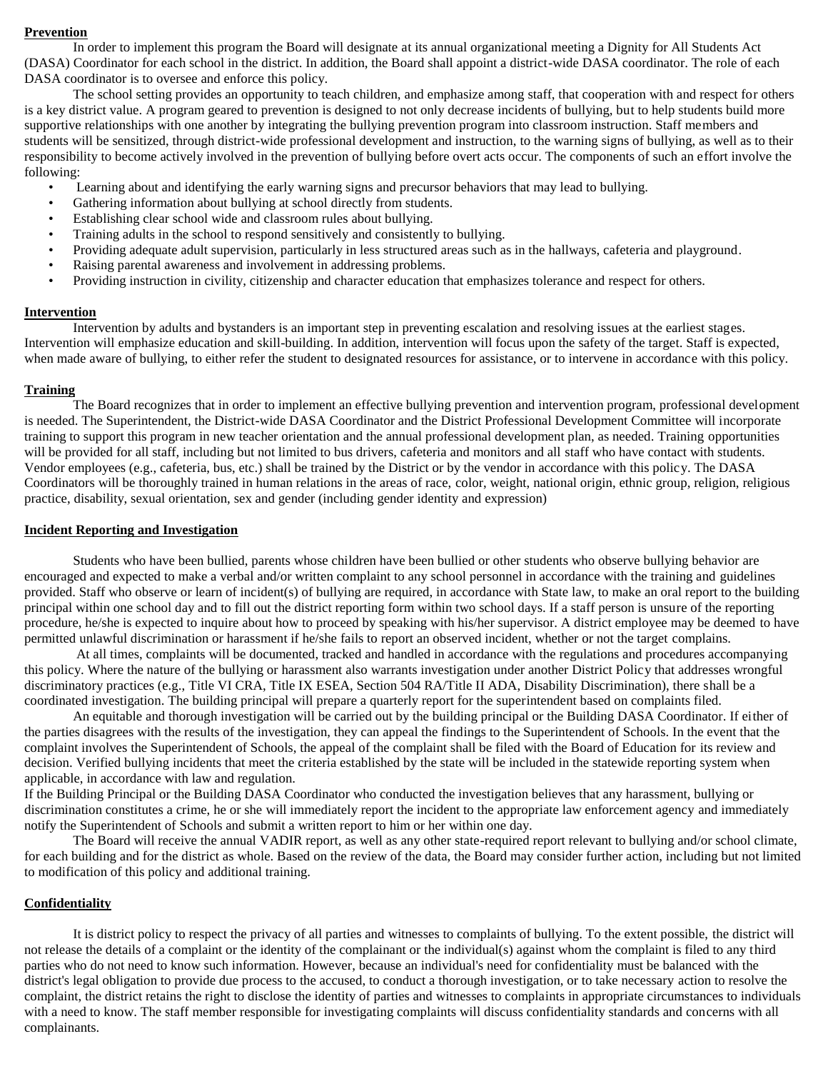**Prevention**

In order to implement this program the Board will designate at its annual organizational meeting a Dignity for All Students Act (DASA) Coordinator for each school in the district. In addition, the Board shall appoint a district-wide DASA coordinator. The role of each DASA coordinator is to oversee and enforce this policy.

The school setting provides an opportunity to teach children, and emphasize among staff, that cooperation with and respect for others is a key district value. A program geared to prevention is designed to not only decrease incidents of bullying, but to help students build more supportive relationships with one another by integrating the bullying prevention program into classroom instruction. Staff members and students will be sensitized, through district-wide professional development and instruction, to the warning signs of bullying, as well as to their responsibility to become actively involved in the prevention of bullying before overt acts occur. The components of such an effort involve the following:

- Learning about and identifying the early warning signs and precursor behaviors that may lead to bullying.
- Gathering information about bullying at school directly from students.
- Establishing clear school wide and classroom rules about bullying.
- Training adults in the school to respond sensitively and consistently to bullying.
- Providing adequate adult supervision, particularly in less structured areas such as in the hallways, cafeteria and playground.
- Raising parental awareness and involvement in addressing problems.
- Providing instruction in civility, citizenship and character education that emphasizes tolerance and respect for others.

**Intervention**

Intervention by adults and bystanders is an important step in preventing escalation and resolving issues at the earliest stages. Intervention will emphasize education and skill-building. In addition, intervention will focus upon the safety of the target. Staff is expected, when made aware of bullying, to either refer the student to designated resources for assistance, or to intervene in accordance with this policy.

**Training**

The Board recognizes that in order to implement an effective bullying prevention and intervention program, professional development is needed. The Superintendent, the District-wide DASA Coordinator and the District Professional Development Committee will incorporate training to support this program in new teacher orientation and the annual professional development plan, as needed. Training opportunities will be provided for all staff, including but not limited to bus drivers, cafeteria and monitors and all staff who have contact with students. Vendor employees (e.g., cafeteria, bus, etc.) shall be trained by the District or by the vendor in accordance with this policy. The DASA Coordinators will be thoroughly trained in human relations in the areas of race, color, weight, national origin, ethnic group, religion, religious practice, disability, sexual orientation, sex and gender (including gender identity and expression)

**Incident Reporting and Investigation**

Students who have been bullied, parents whose children have been bullied or other students who observe bullying behavior are encouraged and expected to make a verbal and/or written complaint to any school personnel in accordance with the training and guidelines provided. Staff who observe or learn of incident(s) of bullying are required, in accordance with State law, to make an oral report to the building principal within one school day and to fill out the district reporting form within two school days. If a staff person is unsure of the reporting procedure, he/she is expected to inquire about how to proceed by speaking with his/her supervisor. A district employee may be deemed to have permitted unlawful discrimination or harassment if he/she fails to report an observed incident, whether or not the target complains.

At all times, complaints will be documented, tracked and handled in accordance with the regulations and procedures accompanying this policy. Where the nature of the bullying or harassment also warrants investigation under another District Policy that addresses wrongful discriminatory practices (e.g., Title VI CRA, Title IX ESEA, Section 504 RA/Title II ADA, Disability Discrimination), there shall be a coordinated investigation. The building principal will prepare a quarterly report for the superintendent based on complaints filed.

An equitable and thorough investigation will be carried out by the building principal or the Building DASA Coordinator. If either of the parties disagrees with the results of the investigation, they can appeal the findings to the Superintendent of Schools. In the event that the complaint involves the Superintendent of Schools, the appeal of the complaint shall be filed with the Board of Education for its review and decision. Verified bullying incidents that meet the criteria established by the state will be included in the statewide reporting system when applicable, in accordance with law and regulation.

If the Building Principal or the Building DASA Coordinator who conducted the investigation believes that any harassment, bullying or discrimination constitutes a crime, he or she will immediately report the incident to the appropriate law enforcement agency and immediately notify the Superintendent of Schools and submit a written report to him or her within one day.

The Board will receive the annual VADIR report, as well as any other state-required report relevant to bullying and/or school climate, for each building and for the district as whole. Based on the review of the data, the Board may consider further action, including but not limited to modification of this policy and additional training.

**Confidentiality**

It is district policy to respect the privacy of all parties and witnesses to complaints of bullying. To the extent possible, the district will not release the details of a complaint or the identity of the complainant or the individual(s) against whom the complaint is filed to any third parties who do not need to know such information. However, because an individual's need for confidentiality must be balanced with the district's legal obligation to provide due process to the accused, to conduct a thorough investigation, or to take necessary action to resolve the complaint, the district retains the right to disclose the identity of parties and witnesses to complaints in appropriate circumstances to individuals with a need to know. The staff member responsible for investigating complaints will discuss confidentiality standards and concerns with all complainants.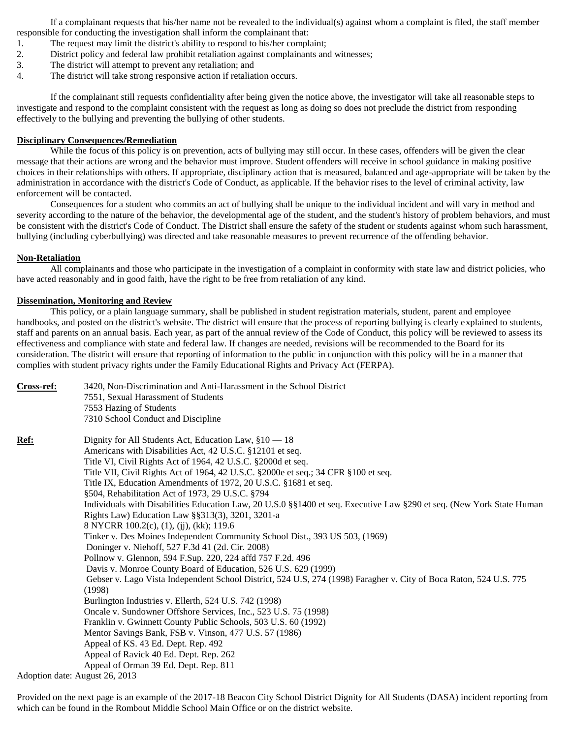If a complainant requests that his/her name not be revealed to the individual(s) against whom a complaint is filed, the staff member responsible for conducting the investigation shall inform the complainant that:

1. The request may limit the district's ability to respond to his/her complaint;
2. District policy and federal law prohibit retaliation against complainants and witnesses;
3. The district will attempt to prevent any retaliation; and
4. The district will take strong responsive action if retaliation occurs.

If the complainant still requests confidentiality after being given the notice above, the investigator will take all reasonable steps to investigate and respond to the complaint consistent with the request as long as doing so does not preclude the district from responding effectively to the bullying and preventing the bullying of other students.

**Disciplinary Consequences/Remediation**

While the focus of this policy is on prevention, acts of bullying may still occur. In these cases, offenders will be given the clear message that their actions are wrong and the behavior must improve. Student offenders will receive in school guidance in making positive choices in their relationships with others. If appropriate, disciplinary action that is measured, balanced and age-appropriate will be taken by the administration in accordance with the district's Code of Conduct, as applicable. If the behavior rises to the level of criminal activity, law enforcement will be contacted.

Consequences for a student who commits an act of bullying shall be unique to the individual incident and will vary in method and severity according to the nature of the behavior, the developmental age of the student, and the student's history of problem behaviors, and must be consistent with the district's Code of Conduct. The District shall ensure the safety of the student or students against whom such harassment, bullying (including cyberbullying) was directed and take reasonable measures to prevent recurrence of the offending behavior.

**Non-Retaliation**

All complainants and those who participate in the investigation of a complaint in conformity with state law and district policies, who have acted reasonably and in good faith, have the right to be free from retaliation of any kind.

**Dissemination, Monitoring and Review**

This policy, or a plain language summary, shall be published in student registration materials, student, parent and employee handbooks, and posted on the district's website. The district will ensure that the process of reporting bullying is clearly explained to students, staff and parents on an annual basis. Each year, as part of the annual review of the Code of Conduct, this policy will be reviewed to assess its effectiveness and compliance with state and federal law. If changes are needed, revisions will be recommended to the Board for its consideration. The district will ensure that reporting of information to the public in conjunction with this policy will be in a manner that complies with student privacy rights under the Family Educational Rights and Privacy Act (FERPA).

**Cross-ref:**
3420, Non-Discrimination and Anti-Harassment in the School District
7551, Sexual Harassment of Students
7553 Hazing of Students
7310 School Conduct and Discipline

**Ref:**
Dignity for All Students Act, Education Law, §10 — 18
Americans with Disabilities Act, 42 U.S.C. §12101 et seq.
Title VI, Civil Rights Act of 1964, 42 U.S.C. §2000d et seq.
Title VII, Civil Rights Act of 1964, 42 U.S.C. §2000e et seq.; 34 CFR §100 et seq.
Title IX, Education Amendments of 1972, 20 U.S.C. §1681 et seq.
§504, Rehabilitation Act of 1973, 29 U.S.C. §794
Individuals with Disabilities Education Law, 20 U.S.0 §§1400 et seq. Executive Law §290 et seq. (New York State Human Rights Law) Education Law §§313(3), 3201, 3201-a
8 NYCRR 100.2(c), (1), (jj), (kk); 119.6
Tinker v. Des Moines Independent Community School Dist., 393 US 503, (1969)
Doninger v. Niehoff, 527 F.3d 41 (2d. Cir. 2008)
Pollnow v. Glennon, 594 F.Sup. 220, 224 affd 757 F.2d. 496
Davis v. Monroe County Board of Education, 526 U.S. 629 (1999)
Gebser v. Lago Vista Independent School District, 524 U.S, 274 (1998) Faragher v. City of Boca Raton, 524 U.S. 775 (1998)
Burlington Industries v. Ellerth, 524 U.S. 742 (1998)
Oncale v. Sundowner Offshore Services, Inc., 523 U.S. 75 (1998)
Franklin v. Gwinnett County Public Schools, 503 U.S. 60 (1992)
Mentor Savings Bank, FSB v. Vinson, 477 U.S. 57 (1986)
Appeal of KS. 43 Ed. Dept. Rep. 492
Appeal of Ravick 40 Ed. Dept. Rep. 262
Appeal of Orman 39 Ed. Dept. Rep. 811

Adoption date: August 26, 2013

Provided on the next page is an example of the 2017-18 Beacon City School District Dignity for All Students (DASA) incident reporting from which can be found in the Rombout Middle School Main Office or on the district website.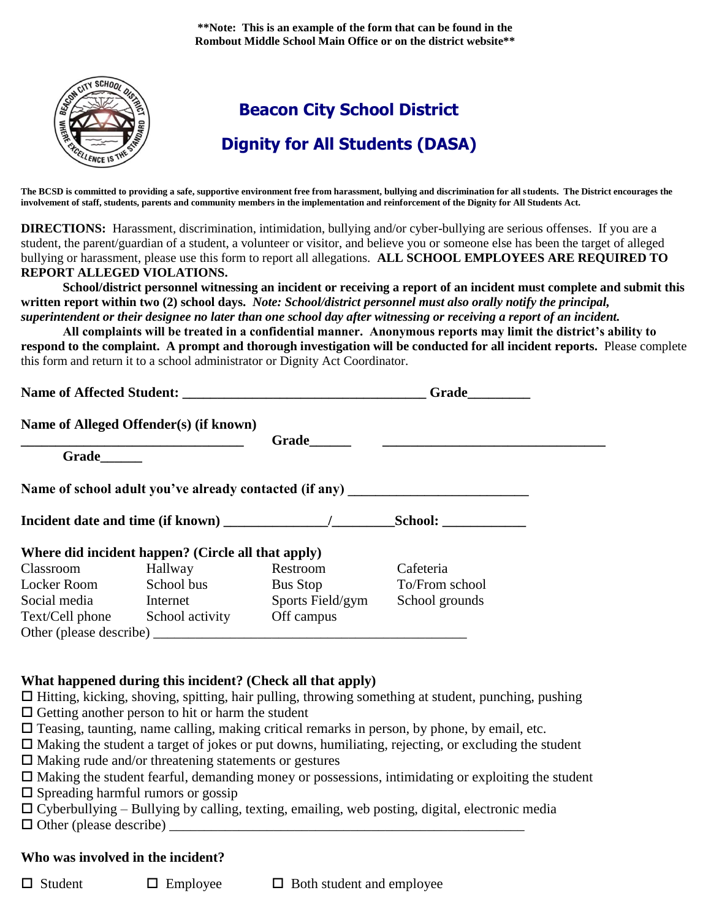**\*\*Note: This is an example of the form that can be found in the Rombout Middle School Main Office or on the district website\*\***

# Beacon City School District

## Dignity for All Students (DASA)

**The BCSD is committed to providing a safe, supportive environment free from harassment, bullying and discrimination for all students. The District encourages the involvement of staff, students, parents and community members in the implementation and reinforcement of the Dignity for All Students Act.**

**DIRECTIONS:** Harassment, discrimination, intimidation, bullying and/or cyber-bullying are serious offenses. If you are a student, the parent/guardian of a student, a volunteer or visitor, and believe you or someone else has been the target of alleged bullying or harassment, please use this form to report all allegations. **ALL SCHOOL EMPLOYEES ARE REQUIRED TO REPORT ALLEGED VIOLATIONS.**

**School/district personnel witnessing an incident or receiving a report of an incident must complete and submit this written report within two (2) school days.** ***Note: School/district personnel must also orally notify the principal, superintendent or their designee no later than one school day after witnessing or receiving a report of an incident.***

**All complaints will be treated in a confidential manner. Anonymous reports may limit the district's ability to respond to the complaint. A prompt and thorough investigation will be conducted for all incident reports.** Please complete this form and return it to a school administrator or Dignity Act Coordinator.

**Name of Affected Student:** ___________________________________ **Grade**_________

**Name of Alleged Offender(s) (if known)**

_________________________________ **Grade**______ _________________________________ **Grade**______

**Name of school adult you've already contacted (if any)** _________________________

**Incident date and time (if known)** ______________/_________**School:** ____________

**Where did incident happen? (Circle all that apply)**

| | | | |
|---|---|---|---|
| Classroom | Hallway | Restroom | Cafeteria |
| Locker Room | School bus | Bus Stop | To/From school |
| Social media | Internet | Sports Field/gym | School grounds |
| Text/Cell phone | School activity | Off campus | |

Other (please describe) ______________________________________________

**What happened during this incident? (Check all that apply)**

- ☐ Hitting, kicking, shoving, spitting, hair pulling, throwing something at student, punching, pushing
- ☐ Getting another person to hit or harm the student
- ☐ Teasing, taunting, name calling, making critical remarks in person, by phone, by email, etc.
- ☐ Making the student a target of jokes or put downs, humiliating, rejecting, or excluding the student
- ☐ Making rude and/or threatening statements or gestures
- ☐ Making the student fearful, demanding money or possessions, intimidating or exploiting the student
- ☐ Spreading harmful rumors or gossip
- ☐ Cyberbullying – Bullying by calling, texting, emailing, web posting, digital, electronic media
- ☐ Other (please describe) _____________________________________________________

**Who was involved in the incident?**

☐ Student ☐ Employee ☐ Both student and employee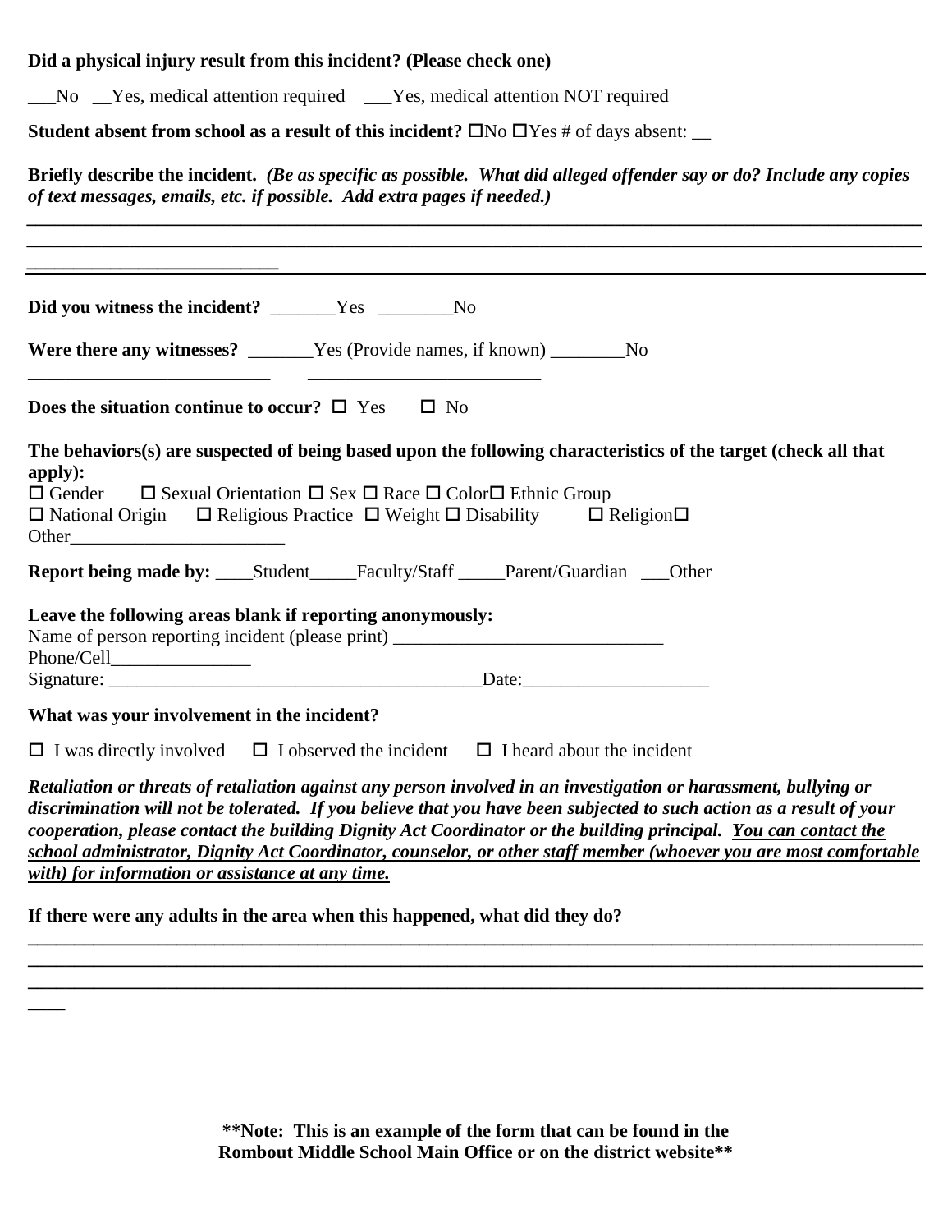**Did a physical injury result from this incident? (Please check one)**

___No __Yes, medical attention required ___Yes, medical attention NOT required

**Student absent from school as a result of this incident?** ☐No ☐Yes # of days absent: __

**Briefly describe the incident.** ***(Be as specific as possible. What did alleged offender say or do? Include any copies of text messages, emails, etc. if possible. Add extra pages if needed.)***

______________________________________________________________________________________________
______________________________________________________________________________________________
___________________________

**Did you witness the incident?** _______Yes ________No

**Were there any witnesses?** _______Yes (Provide names, if known) ________No

_________________________ _________________________

**Does the situation continue to occur?** ☐ Yes ☐ No

**The behaviors(s) are suspected of being based upon the following characteristics of the target (check all that apply):**

☐ Gender ☐ Sexual Orientation ☐ Sex ☐ Race ☐ Color☐ Ethnic Group
☐ National Origin ☐ Religious Practice ☐ Weight ☐ Disability ☐ Religion☐ Other_______________________

**Report being made by:** ____Student_____Faculty/Staff _____Parent/Guardian ___Other

**Leave the following areas blank if reporting anonymously:**

Name of person reporting incident (please print) _____________________________
Phone/Cell_______________
Signature: ________________________________________Date:____________________

**What was your involvement in the incident?**

☐ I was directly involved ☐ I observed the incident ☐ I heard about the incident

***Retaliation or threats of retaliation against any person involved in an investigation or harassment, bullying or discrimination will not be tolerated. If you believe that you have been subjected to such action as a result of your cooperation, please contact the building Dignity Act Coordinator or the building principal. <u>You can contact the school administrator, Dignity Act Coordinator, counselor, or other staff member (whoever you are most comfortable with) for information or assistance at any time.</u>***

**If there were any adults in the area when this happened, what did they do?**

______________________________________________________________________________________________
______________________________________________________________________________________________
______________________________________________________________________________________________
____

**\*\*Note: This is an example of the form that can be found in the Rombout Middle School Main Office or on the district website\*\***